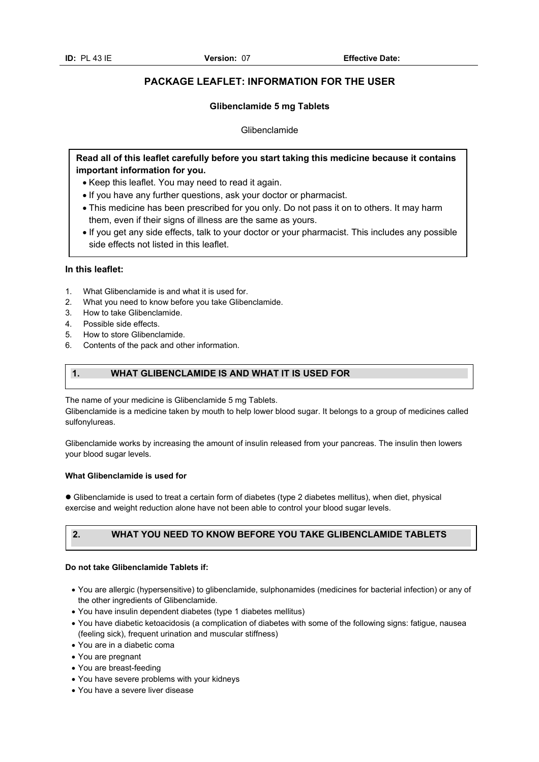# PACKAGE LEAFLET: INFORMATION FOR THE USER

**Glibenclamide 5 mg Tablets**

Glibenclamide

**Read all of this leaflet carefully before you start taking this medicine because it contains important information for you.**

- Keep this leaflet. You may need to read it again.
- If you have any further questions, ask your doctor or pharmacist.
- This medicine has been prescribed for you only. Do not pass it on to others. It may harm them, even if their signs of illness are the same as yours.
- If you get any side effects, talk to your doctor or your pharmacist. This includes any possible side effects not listed in this leaflet.

**In this leaflet:**

1. What Glibenclamide is and what it is used for.
2. What you need to know before you take Glibenclamide.
3. How to take Glibenclamide.
4. Possible side effects.
5. How to store Glibenclamide.
6. Contents of the pack and other information.

## 1. WHAT GLIBENCLAMIDE IS AND WHAT IT IS USED FOR

The name of your medicine is Glibenclamide 5 mg Tablets.
Glibenclamide is a medicine taken by mouth to help lower blood sugar. It belongs to a group of medicines called sulfonylureas.

Glibenclamide works by increasing the amount of insulin released from your pancreas. The insulin then lowers your blood sugar levels.

**What Glibenclamide is used for**

- Glibenclamide is used to treat a certain form of diabetes (type 2 diabetes mellitus), when diet, physical exercise and weight reduction alone have not been able to control your blood sugar levels.

## 2. WHAT YOU NEED TO KNOW BEFORE YOU TAKE GLIBENCLAMIDE TABLETS

**Do not take Glibenclamide Tablets if:**

- You are allergic (hypersensitive) to glibenclamide, sulphonamides (medicines for bacterial infection) or any of the other ingredients of Glibenclamide.
- You have insulin dependent diabetes (type 1 diabetes mellitus)
- You have diabetic ketoacidosis (a complication of diabetes with some of the following signs: fatigue, nausea (feeling sick), frequent urination and muscular stiffness)
- You are in a diabetic coma
- You are pregnant
- You are breast-feeding
- You have severe problems with your kidneys
- You have a severe liver disease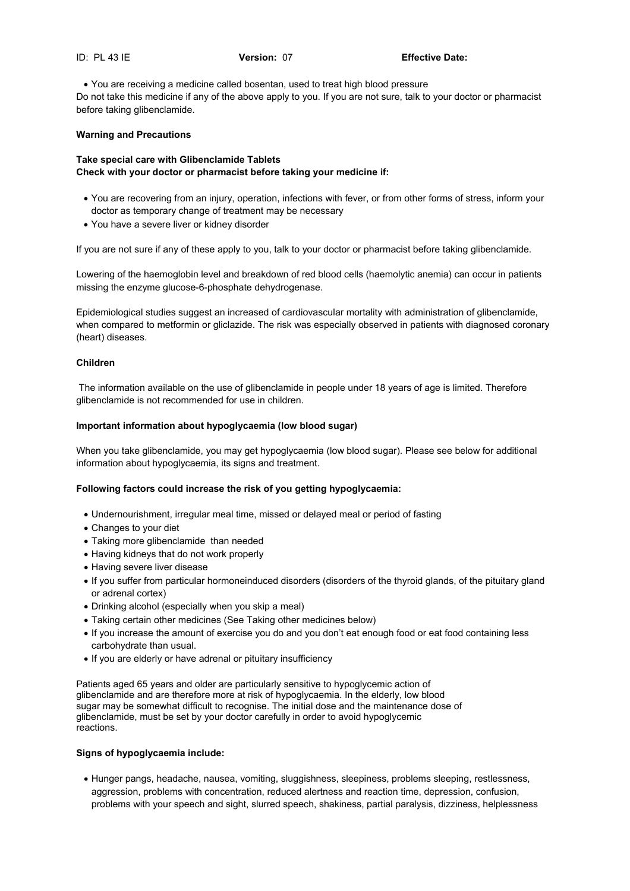- You are receiving a medicine called bosentan, used to treat high blood pressure

Do not take this medicine if any of the above apply to you. If you are not sure, talk to your doctor or pharmacist before taking glibenclamide.

**Warning and Precautions**

**Take special care with Glibenclamide Tablets**
**Check with your doctor or pharmacist before taking your medicine if:**

- You are recovering from an injury, operation, infections with fever, or from other forms of stress, inform your doctor as temporary change of treatment may be necessary
- You have a severe liver or kidney disorder

If you are not sure if any of these apply to you, talk to your doctor or pharmacist before taking glibenclamide.

Lowering of the haemoglobin level and breakdown of red blood cells (haemolytic anemia) can occur in patients missing the enzyme glucose-6-phosphate dehydrogenase.

Epidemiological studies suggest an increased of cardiovascular mortality with administration of glibenclamide, when compared to metformin or gliclazide. The risk was especially observed in patients with diagnosed coronary (heart) diseases.

**Children**

The information available on the use of glibenclamide in people under 18 years of age is limited. Therefore glibenclamide is not recommended for use in children.

**Important information about hypoglycaemia (low blood sugar)**

When you take glibenclamide, you may get hypoglycaemia (low blood sugar). Please see below for additional information about hypoglycaemia, its signs and treatment.

**Following factors could increase the risk of you getting hypoglycaemia:**

- Undernourishment, irregular meal time, missed or delayed meal or period of fasting
- Changes to your diet
- Taking more glibenclamide than needed
- Having kidneys that do not work properly
- Having severe liver disease
- If you suffer from particular hormoneinduced disorders (disorders of the thyroid glands, of the pituitary gland or adrenal cortex)
- Drinking alcohol (especially when you skip a meal)
- Taking certain other medicines (See Taking other medicines below)
- If you increase the amount of exercise you do and you don't eat enough food or eat food containing less carbohydrate than usual.
- If you are elderly or have adrenal or pituitary insufficiency

Patients aged 65 years and older are particularly sensitive to hypoglycemic action of glibenclamide and are therefore more at risk of hypoglycaemia. In the elderly, low blood sugar may be somewhat difficult to recognise. The initial dose and the maintenance dose of glibenclamide, must be set by your doctor carefully in order to avoid hypoglycemic reactions.

**Signs of hypoglycaemia include:**

- Hunger pangs, headache, nausea, vomiting, sluggishness, sleepiness, problems sleeping, restlessness, aggression, problems with concentration, reduced alertness and reaction time, depression, confusion, problems with your speech and sight, slurred speech, shakiness, partial paralysis, dizziness, helplessness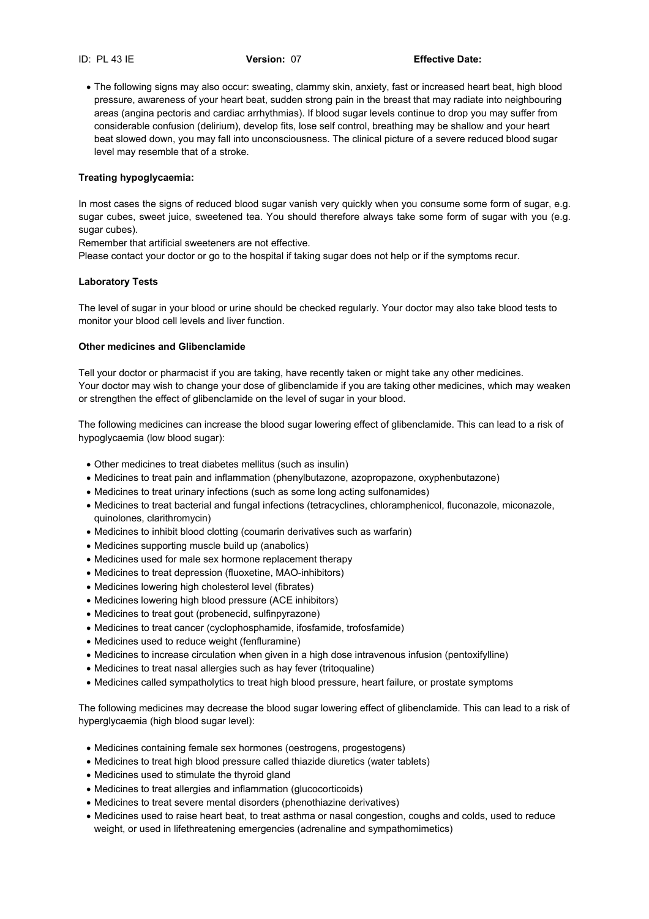- The following signs may also occur: sweating, clammy skin, anxiety, fast or increased heart beat, high blood pressure, awareness of your heart beat, sudden strong pain in the breast that may radiate into neighbouring areas (angina pectoris and cardiac arrhythmias). If blood sugar levels continue to drop you may suffer from considerable confusion (delirium), develop fits, lose self control, breathing may be shallow and your heart beat slowed down, you may fall into unconsciousness. The clinical picture of a severe reduced blood sugar level may resemble that of a stroke.

**Treating hypoglycaemia:**

In most cases the signs of reduced blood sugar vanish very quickly when you consume some form of sugar, e.g. sugar cubes, sweet juice, sweetened tea. You should therefore always take some form of sugar with you (e.g. sugar cubes).
Remember that artificial sweeteners are not effective.
Please contact your doctor or go to the hospital if taking sugar does not help or if the symptoms recur.

**Laboratory Tests**

The level of sugar in your blood or urine should be checked regularly. Your doctor may also take blood tests to monitor your blood cell levels and liver function.

**Other medicines and Glibenclamide**

Tell your doctor or pharmacist if you are taking, have recently taken or might take any other medicines.
Your doctor may wish to change your dose of glibenclamide if you are taking other medicines, which may weaken or strengthen the effect of glibenclamide on the level of sugar in your blood.

The following medicines can increase the blood sugar lowering effect of glibenclamide. This can lead to a risk of hypoglycaemia (low blood sugar):

- Other medicines to treat diabetes mellitus (such as insulin)
- Medicines to treat pain and inflammation (phenylbutazone, azopropazone, oxyphenbutazone)
- Medicines to treat urinary infections (such as some long acting sulfonamides)
- Medicines to treat bacterial and fungal infections (tetracyclines, chloramphenicol, fluconazole, miconazole, quinolones, clarithromycin)
- Medicines to inhibit blood clotting (coumarin derivatives such as warfarin)
- Medicines supporting muscle build up (anabolics)
- Medicines used for male sex hormone replacement therapy
- Medicines to treat depression (fluoxetine, MAO-inhibitors)
- Medicines lowering high cholesterol level (fibrates)
- Medicines lowering high blood pressure (ACE inhibitors)
- Medicines to treat gout (probenecid, sulfinpyrazone)
- Medicines to treat cancer (cyclophosphamide, ifosfamide, trofosfamide)
- Medicines used to reduce weight (fenfluramine)
- Medicines to increase circulation when given in a high dose intravenous infusion (pentoxifylline)
- Medicines to treat nasal allergies such as hay fever (tritoqualine)
- Medicines called sympatholytics to treat high blood pressure, heart failure, or prostate symptoms

The following medicines may decrease the blood sugar lowering effect of glibenclamide. This can lead to a risk of hyperglycaemia (high blood sugar level):

- Medicines containing female sex hormones (oestrogens, progestogens)
- Medicines to treat high blood pressure called thiazide diuretics (water tablets)
- Medicines used to stimulate the thyroid gland
- Medicines to treat allergies and inflammation (glucocorticoids)
- Medicines to treat severe mental disorders (phenothiazine derivatives)
- Medicines used to raise heart beat, to treat asthma or nasal congestion, coughs and colds, used to reduce weight, or used in lifethreatening emergencies (adrenaline and sympathomimetics)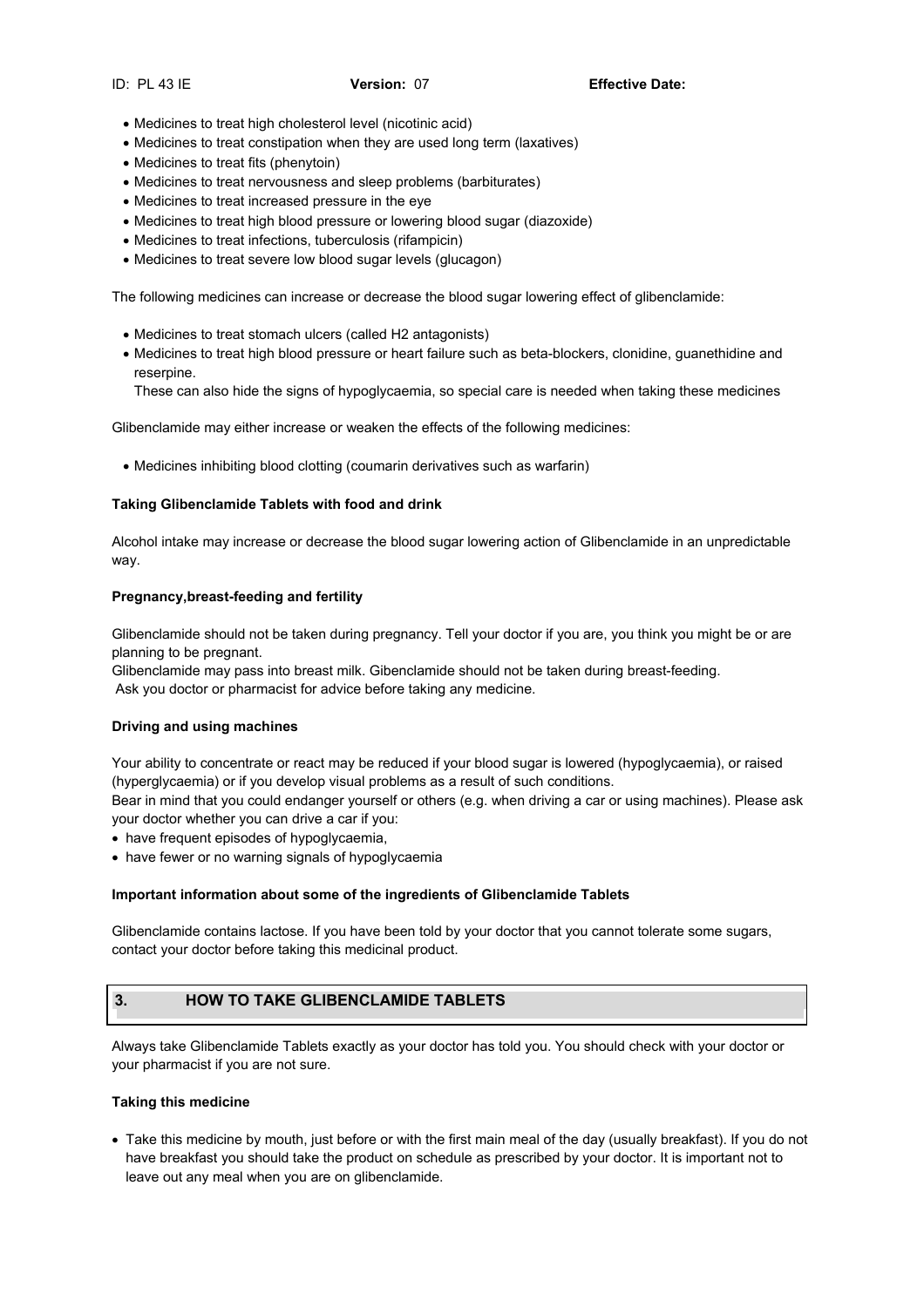- Medicines to treat high cholesterol level (nicotinic acid)
- Medicines to treat constipation when they are used long term (laxatives)
- Medicines to treat fits (phenytoin)
- Medicines to treat nervousness and sleep problems (barbiturates)
- Medicines to treat increased pressure in the eye
- Medicines to treat high blood pressure or lowering blood sugar (diazoxide)
- Medicines to treat infections, tuberculosis (rifampicin)
- Medicines to treat severe low blood sugar levels (glucagon)

The following medicines can increase or decrease the blood sugar lowering effect of glibenclamide:

- Medicines to treat stomach ulcers (called H2 antagonists)
- Medicines to treat high blood pressure or heart failure such as beta-blockers, clonidine, guanethidine and reserpine.
  These can also hide the signs of hypoglycaemia, so special care is needed when taking these medicines

Glibenclamide may either increase or weaken the effects of the following medicines:

- Medicines inhibiting blood clotting (coumarin derivatives such as warfarin)

**Taking Glibenclamide Tablets with food and drink**

Alcohol intake may increase or decrease the blood sugar lowering action of Glibenclamide in an unpredictable way.

**Pregnancy,breast-feeding and fertility**

Glibenclamide should not be taken during pregnancy. Tell your doctor if you are, you think you might be or are planning to be pregnant.
Glibenclamide may pass into breast milk. Gibenclamide should not be taken during breast-feeding.
Ask you doctor or pharmacist for advice before taking any medicine.

**Driving and using machines**

Your ability to concentrate or react may be reduced if your blood sugar is lowered (hypoglycaemia), or raised (hyperglycaemia) or if you develop visual problems as a result of such conditions.
Bear in mind that you could endanger yourself or others (e.g. when driving a car or using machines). Please ask your doctor whether you can drive a car if you:

- have frequent episodes of hypoglycaemia,
- have fewer or no warning signals of hypoglycaemia

**Important information about some of the ingredients of Glibenclamide Tablets**

Glibenclamide contains lactose. If you have been told by your doctor that you cannot tolerate some sugars, contact your doctor before taking this medicinal product.

## 3. HOW TO TAKE GLIBENCLAMIDE TABLETS

Always take Glibenclamide Tablets exactly as your doctor has told you. You should check with your doctor or your pharmacist if you are not sure.

**Taking this medicine**

- Take this medicine by mouth, just before or with the first main meal of the day (usually breakfast). If you do not have breakfast you should take the product on schedule as prescribed by your doctor. It is important not to leave out any meal when you are on glibenclamide.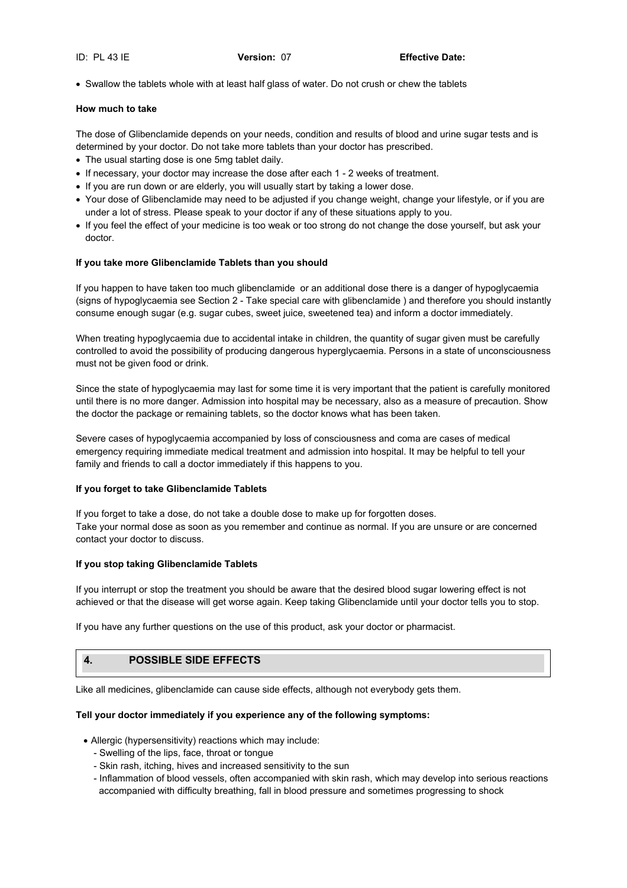- Swallow the tablets whole with at least half glass of water. Do not crush or chew the tablets

**How much to take**

The dose of Glibenclamide depends on your needs, condition and results of blood and urine sugar tests and is determined by your doctor. Do not take more tablets than your doctor has prescribed.

- The usual starting dose is one 5mg tablet daily.
- If necessary, your doctor may increase the dose after each 1 - 2 weeks of treatment.
- If you are run down or are elderly, you will usually start by taking a lower dose.
- Your dose of Glibenclamide may need to be adjusted if you change weight, change your lifestyle, or if you are under a lot of stress. Please speak to your doctor if any of these situations apply to you.
- If you feel the effect of your medicine is too weak or too strong do not change the dose yourself, but ask your doctor.

**If you take more Glibenclamide Tablets than you should**

If you happen to have taken too much glibenclamide or an additional dose there is a danger of hypoglycaemia (signs of hypoglycaemia see Section 2 - Take special care with glibenclamide ) and therefore you should instantly consume enough sugar (e.g. sugar cubes, sweet juice, sweetened tea) and inform a doctor immediately.

When treating hypoglycaemia due to accidental intake in children, the quantity of sugar given must be carefully controlled to avoid the possibility of producing dangerous hyperglycaemia. Persons in a state of unconsciousness must not be given food or drink.

Since the state of hypoglycaemia may last for some time it is very important that the patient is carefully monitored until there is no more danger. Admission into hospital may be necessary, also as a measure of precaution. Show the doctor the package or remaining tablets, so the doctor knows what has been taken.

Severe cases of hypoglycaemia accompanied by loss of consciousness and coma are cases of medical emergency requiring immediate medical treatment and admission into hospital. It may be helpful to tell your family and friends to call a doctor immediately if this happens to you.

**If you forget to take Glibenclamide Tablets**

If you forget to take a dose, do not take a double dose to make up for forgotten doses.
Take your normal dose as soon as you remember and continue as normal. If you are unsure or are concerned contact your doctor to discuss.

**If you stop taking Glibenclamide Tablets**

If you interrupt or stop the treatment you should be aware that the desired blood sugar lowering effect is not achieved or that the disease will get worse again. Keep taking Glibenclamide until your doctor tells you to stop.

If you have any further questions on the use of this product, ask your doctor or pharmacist.

## 4. POSSIBLE SIDE EFFECTS

Like all medicines, glibenclamide can cause side effects, although not everybody gets them.

**Tell your doctor immediately if you experience any of the following symptoms:**

- Allergic (hypersensitivity) reactions which may include:
  - Swelling of the lips, face, throat or tongue
  - Skin rash, itching, hives and increased sensitivity to the sun
  - Inflammation of blood vessels, often accompanied with skin rash, which may develop into serious reactions accompanied with difficulty breathing, fall in blood pressure and sometimes progressing to shock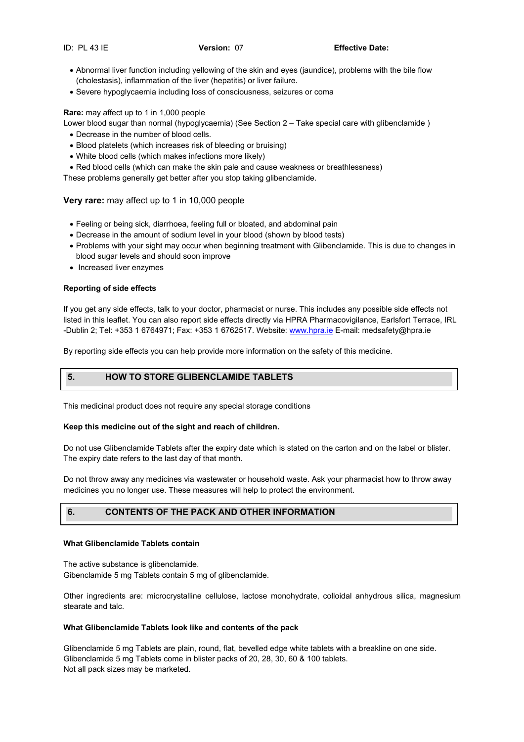- Abnormal liver function including yellowing of the skin and eyes (jaundice), problems with the bile flow (cholestasis), inflammation of the liver (hepatitis) or liver failure.
- Severe hypoglycaemia including loss of consciousness, seizures or coma

**Rare:** may affect up to 1 in 1,000 people

Lower blood sugar than normal (hypoglycaemia) (See Section 2 – Take special care with glibenclamide )

- Decrease in the number of blood cells.
- Blood platelets (which increases risk of bleeding or bruising)
- White blood cells (which makes infections more likely)
- Red blood cells (which can make the skin pale and cause weakness or breathlessness)

These problems generally get better after you stop taking glibenclamide.

**Very rare:** may affect up to 1 in 10,000 people

- Feeling or being sick, diarrhoea, feeling full or bloated, and abdominal pain
- Decrease in the amount of sodium level in your blood (shown by blood tests)
- Problems with your sight may occur when beginning treatment with Glibenclamide. This is due to changes in blood sugar levels and should soon improve
- Increased liver enzymes

**Reporting of side effects**

If you get any side effects, talk to your doctor, pharmacist or nurse. This includes any possible side effects not listed in this leaflet. You can also report side effects directly via HPRA Pharmacovigilance, Earlsfort Terrace, IRL -Dublin 2; Tel: +353 1 6764971; Fax: +353 1 6762517. Website: www.hpra.ie E-mail: medsafety@hpra.ie

By reporting side effects you can help provide more information on the safety of this medicine.

## 5. HOW TO STORE GLIBENCLAMIDE TABLETS

This medicinal product does not require any special storage conditions

**Keep this medicine out of the sight and reach of children.**

Do not use Glibenclamide Tablets after the expiry date which is stated on the carton and on the label or blister. The expiry date refers to the last day of that month.

Do not throw away any medicines via wastewater or household waste. Ask your pharmacist how to throw away medicines you no longer use. These measures will help to protect the environment.

## 6. CONTENTS OF THE PACK AND OTHER INFORMATION

**What Glibenclamide Tablets contain**

The active substance is glibenclamide.
Gibenclamide 5 mg Tablets contain 5 mg of glibenclamide.

Other ingredients are: microcrystalline cellulose, lactose monohydrate, colloidal anhydrous silica, magnesium stearate and talc.

**What Glibenclamide Tablets look like and contents of the pack**

Glibenclamide 5 mg Tablets are plain, round, flat, bevelled edge white tablets with a breakline on one side.
Glibenclamide 5 mg Tablets come in blister packs of 20, 28, 30, 60 & 100 tablets.
Not all pack sizes may be marketed.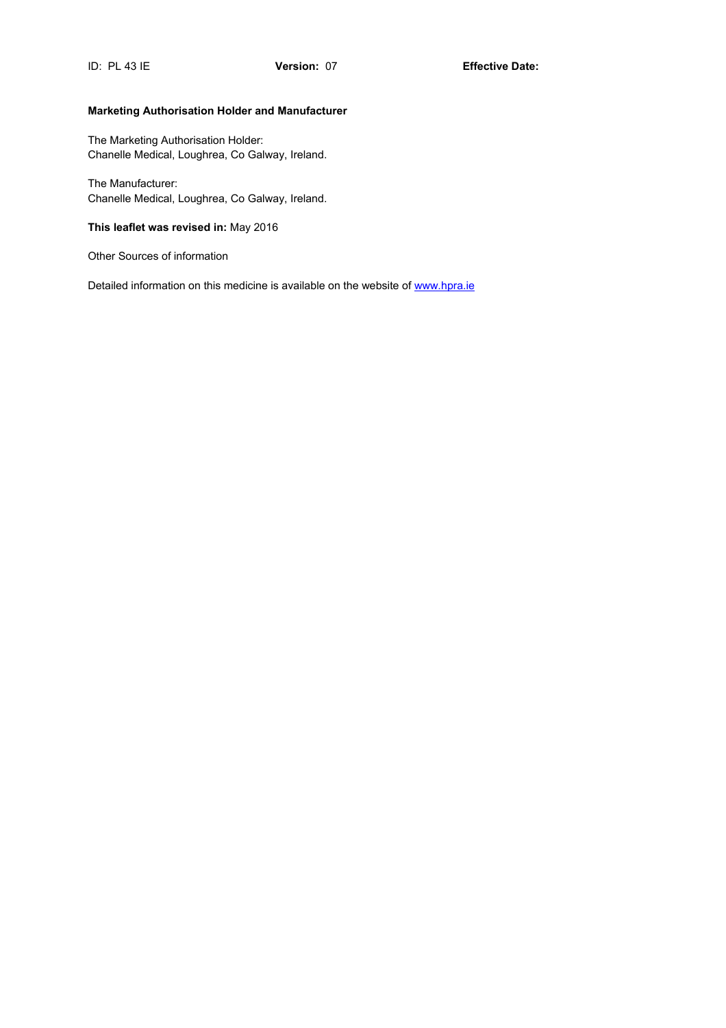**Marketing Authorisation Holder and Manufacturer**

The Marketing Authorisation Holder:
Chanelle Medical, Loughrea, Co Galway, Ireland.

The Manufacturer:
Chanelle Medical, Loughrea, Co Galway, Ireland.

**This leaflet was revised in:** May 2016

Other Sources of information

Detailed information on this medicine is available on the website of [www.hpra.ie](http://www.hpra.ie)